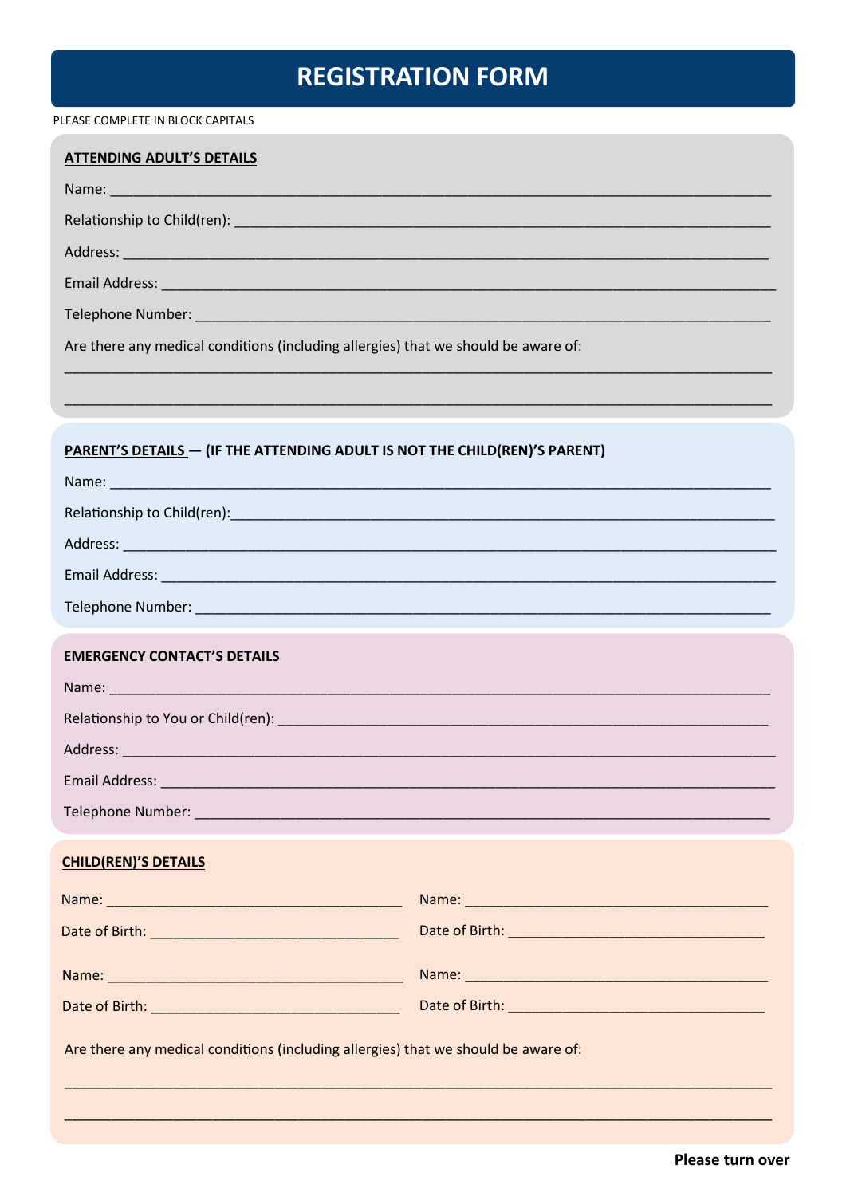# REGISTRATION FORM

PLEASE COMPLETE IN BLOCK CAPITALS

**ATTENDING ADULT'S DETAILS**

Name: ______________________________________________________________________________

Relationship to Child(ren): ______________________________________________________________

Address: ____________________________________________________________________________

Email Address: _______________________________________________________________________

Telephone Number: ____________________________________________________________________

Are there any medical conditions (including allergies) that we should be aware of:

_____________________________________________________________________________________

_____________________________________________________________________________________

**PARENT'S DETAILS — (IF THE ATTENDING ADULT IS NOT THE CHILD(REN)'S PARENT)**

Name: ______________________________________________________________________________

Relationship to Child(ren):______________________________________________________________

Address: ____________________________________________________________________________

Email Address: _______________________________________________________________________

Telephone Number: ____________________________________________________________________

**EMERGENCY CONTACT'S DETAILS**

Name: ______________________________________________________________________________

Relationship to You or Child(ren): ________________________________________________________

Address: ____________________________________________________________________________

Email Address: _______________________________________________________________________

Telephone Number: ____________________________________________________________________

**CHILD(REN)'S DETAILS**

Name: _____________________________________

Date of Birth: _______________________________

Name: _____________________________________

Date of Birth: _______________________________

Name: _____________________________________

Date of Birth: _______________________________

Name: _____________________________________

Date of Birth: _______________________________

Are there any medical conditions (including allergies) that we should be aware of:

_____________________________________________________________________________________

_____________________________________________________________________________________

**Please turn over**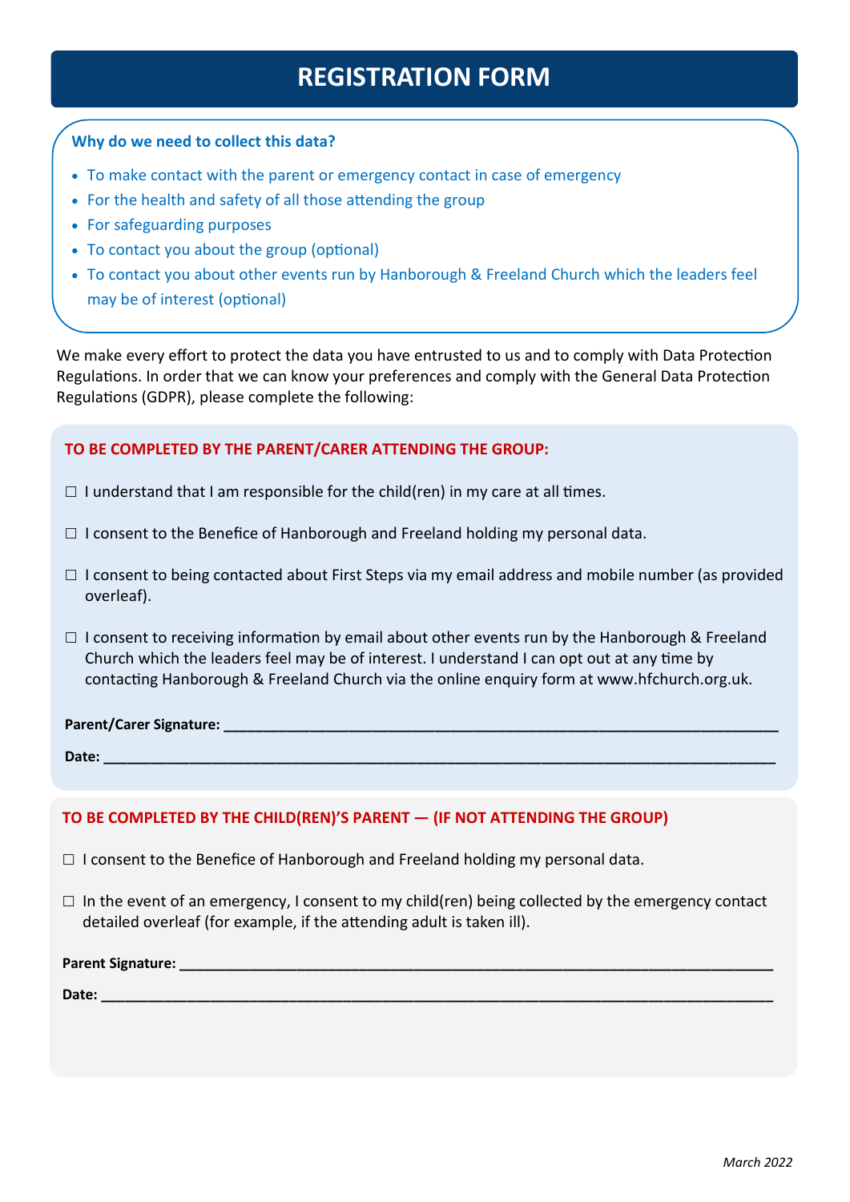# REGISTRATION FORM

**Why do we need to collect this data?**

- To make contact with the parent or emergency contact in case of emergency
- For the health and safety of all those attending the group
- For safeguarding purposes
- To contact you about the group (optional)
- To contact you about other events run by Hanborough & Freeland Church which the leaders feel may be of interest (optional)

We make every effort to protect the data you have entrusted to us and to comply with Data Protection Regulations. In order that we can know your preferences and comply with the General Data Protection Regulations (GDPR), please complete the following:

**TO BE COMPLETED BY THE PARENT/CARER ATTENDING THE GROUP:**

☐ I understand that I am responsible for the child(ren) in my care at all times.

☐ I consent to the Benefice of Hanborough and Freeland holding my personal data.

☐ I consent to being contacted about First Steps via my email address and mobile number (as provided overleaf).

☐ I consent to receiving information by email about other events run by the Hanborough & Freeland Church which the leaders feel may be of interest. I understand I can opt out at any time by contacting Hanborough & Freeland Church via the online enquiry form at www.hfchurch.org.uk.

**Parent/Carer Signature:** ______________________________________________

**Date:** ______________________________________________

**TO BE COMPLETED BY THE CHILD(REN)'S PARENT — (IF NOT ATTENDING THE GROUP)**

☐ I consent to the Benefice of Hanborough and Freeland holding my personal data.

☐ In the event of an emergency, I consent to my child(ren) being collected by the emergency contact detailed overleaf (for example, if the attending adult is taken ill).

**Parent Signature:** ______________________________________________

**Date:** ______________________________________________

*March 2022*